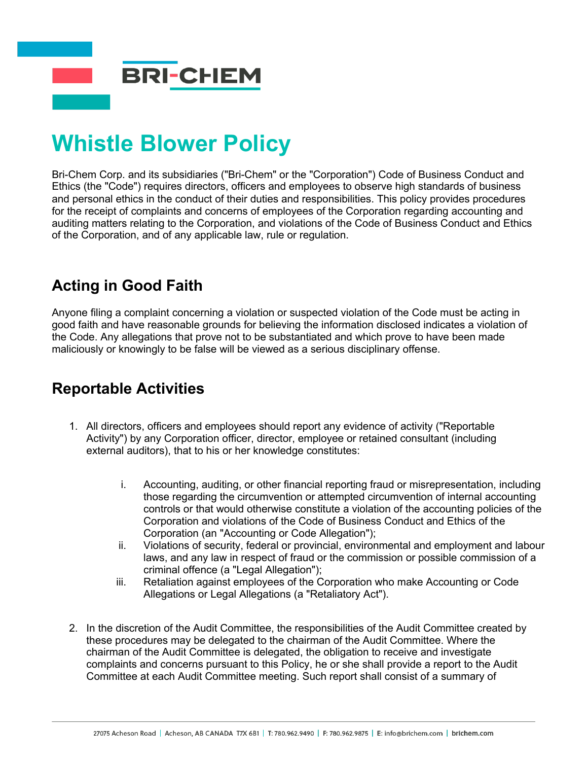# Whistle Blower Policy

Bri-Chem Corp. and its subsidiaries ("Bri-Chem" or the "Corporation") Code of Business Conduct and Ethics (the "Code") requires directors, officers and employees to observe high standards of business and personal ethics in the conduct of their duties and responsibilities. This policy provides procedures for the receipt of complaints and concerns of employees of the Corporation regarding accounting and auditing matters relating to the Corporation, and violations of the Code of Business Conduct and Ethics of the Corporation, and of any applicable law, rule or regulation.

## Acting in Good Faith

Anyone filing a complaint concerning a violation or suspected violation of the Code must be acting in good faith and have reasonable grounds for believing the information disclosed indicates a violation of the Code. Any allegations that prove not to be substantiated and which prove to have been made maliciously or knowingly to be false will be viewed as a serious disciplinary offense.

## Reportable Activities

1. All directors, officers and employees should report any evidence of activity ("Reportable Activity") by any Corporation officer, director, employee or retained consultant (including external auditors), that to his or her knowledge constitutes:

    i. Accounting, auditing, or other financial reporting fraud or misrepresentation, including those regarding the circumvention or attempted circumvention of internal accounting controls or that would otherwise constitute a violation of the accounting policies of the Corporation and violations of the Code of Business Conduct and Ethics of the Corporation (an "Accounting or Code Allegation");

    ii. Violations of security, federal or provincial, environmental and employment and labour laws, and any law in respect of fraud or the commission or possible commission of a criminal offence (a "Legal Allegation");

    iii. Retaliation against employees of the Corporation who make Accounting or Code Allegations or Legal Allegations (a "Retaliatory Act").

2. In the discretion of the Audit Committee, the responsibilities of the Audit Committee created by these procedures may be delegated to the chairman of the Audit Committee. Where the chairman of the Audit Committee is delegated, the obligation to receive and investigate complaints and concerns pursuant to this Policy, he or she shall provide a report to the Audit Committee at each Audit Committee meeting. Such report shall consist of a summary of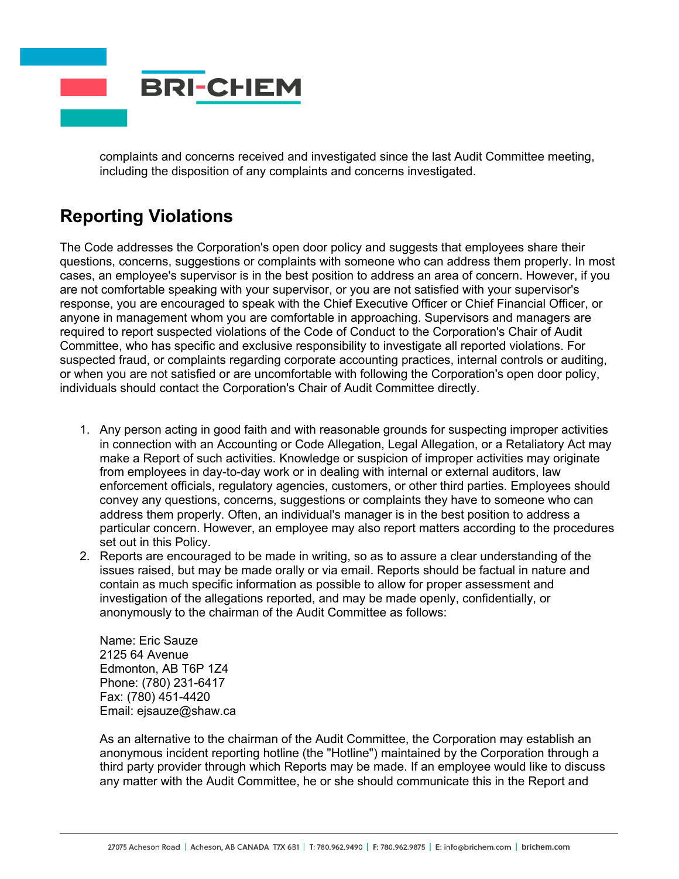complaints and concerns received and investigated since the last Audit Committee meeting, including the disposition of any complaints and concerns investigated.

## Reporting Violations

The Code addresses the Corporation's open door policy and suggests that employees share their questions, concerns, suggestions or complaints with someone who can address them properly. In most cases, an employee's supervisor is in the best position to address an area of concern. However, if you are not comfortable speaking with your supervisor, or you are not satisfied with your supervisor's response, you are encouraged to speak with the Chief Executive Officer or Chief Financial Officer, or anyone in management whom you are comfortable in approaching. Supervisors and managers are required to report suspected violations of the Code of Conduct to the Corporation's Chair of Audit Committee, who has specific and exclusive responsibility to investigate all reported violations. For suspected fraud, or complaints regarding corporate accounting practices, internal controls or auditing, or when you are not satisfied or are uncomfortable with following the Corporation's open door policy, individuals should contact the Corporation's Chair of Audit Committee directly.

1. Any person acting in good faith and with reasonable grounds for suspecting improper activities in connection with an Accounting or Code Allegation, Legal Allegation, or a Retaliatory Act may make a Report of such activities. Knowledge or suspicion of improper activities may originate from employees in day-to-day work or in dealing with internal or external auditors, law enforcement officials, regulatory agencies, customers, or other third parties. Employees should convey any questions, concerns, suggestions or complaints they have to someone who can address them properly. Often, an individual's manager is in the best position to address a particular concern. However, an employee may also report matters according to the procedures set out in this Policy.
2. Reports are encouraged to be made in writing, so as to assure a clear understanding of the issues raised, but may be made orally or via email. Reports should be factual in nature and contain as much specific information as possible to allow for proper assessment and investigation of the allegations reported, and may be made openly, confidentially, or anonymously to the chairman of the Audit Committee as follows:

   Name: Eric Sauze
   2125 64 Avenue
   Edmonton, AB T6P 1Z4
   Phone: (780) 231-6417
   Fax: (780) 451-4420
   Email: ejsauze@shaw.ca

   As an alternative to the chairman of the Audit Committee, the Corporation may establish an anonymous incident reporting hotline (the "Hotline") maintained by the Corporation through a third party provider through which Reports may be made. If an employee would like to discuss any matter with the Audit Committee, he or she should communicate this in the Report and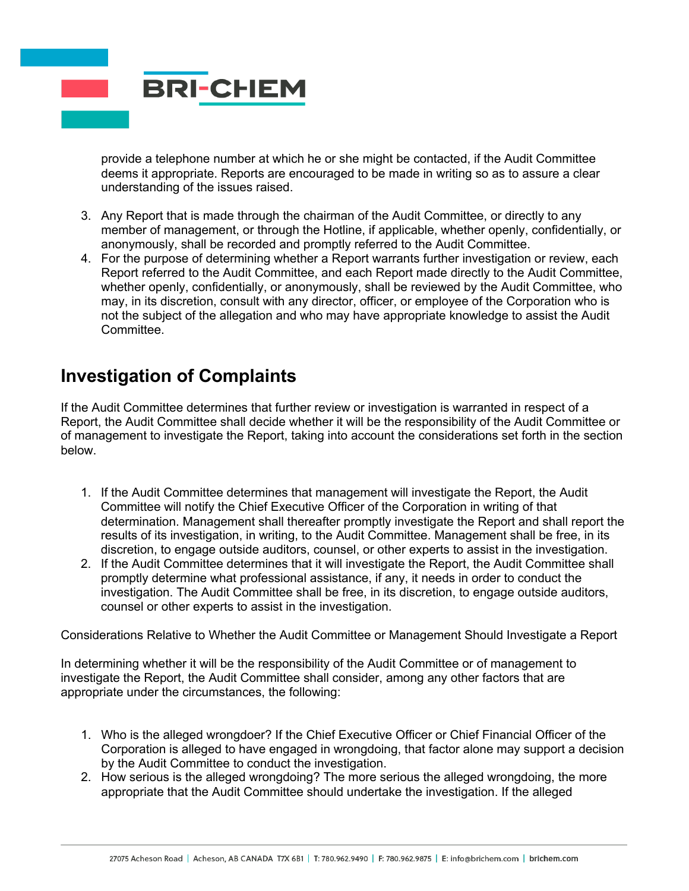provide a telephone number at which he or she might be contacted, if the Audit Committee deems it appropriate. Reports are encouraged to be made in writing so as to assure a clear understanding of the issues raised.

3. Any Report that is made through the chairman of the Audit Committee, or directly to any member of management, or through the Hotline, if applicable, whether openly, confidentially, or anonymously, shall be recorded and promptly referred to the Audit Committee.
4. For the purpose of determining whether a Report warrants further investigation or review, each Report referred to the Audit Committee, and each Report made directly to the Audit Committee, whether openly, confidentially, or anonymously, shall be reviewed by the Audit Committee, who may, in its discretion, consult with any director, officer, or employee of the Corporation who is not the subject of the allegation and who may have appropriate knowledge to assist the Audit Committee.

## Investigation of Complaints

If the Audit Committee determines that further review or investigation is warranted in respect of a Report, the Audit Committee shall decide whether it will be the responsibility of the Audit Committee or of management to investigate the Report, taking into account the considerations set forth in the section below.

1. If the Audit Committee determines that management will investigate the Report, the Audit Committee will notify the Chief Executive Officer of the Corporation in writing of that determination. Management shall thereafter promptly investigate the Report and shall report the results of its investigation, in writing, to the Audit Committee. Management shall be free, in its discretion, to engage outside auditors, counsel, or other experts to assist in the investigation.
2. If the Audit Committee determines that it will investigate the Report, the Audit Committee shall promptly determine what professional assistance, if any, it needs in order to conduct the investigation. The Audit Committee shall be free, in its discretion, to engage outside auditors, counsel or other experts to assist in the investigation.

Considerations Relative to Whether the Audit Committee or Management Should Investigate a Report

In determining whether it will be the responsibility of the Audit Committee or of management to investigate the Report, the Audit Committee shall consider, among any other factors that are appropriate under the circumstances, the following:

1. Who is the alleged wrongdoer? If the Chief Executive Officer or Chief Financial Officer of the Corporation is alleged to have engaged in wrongdoing, that factor alone may support a decision by the Audit Committee to conduct the investigation.
2. How serious is the alleged wrongdoing? The more serious the alleged wrongdoing, the more appropriate that the Audit Committee should undertake the investigation. If the alleged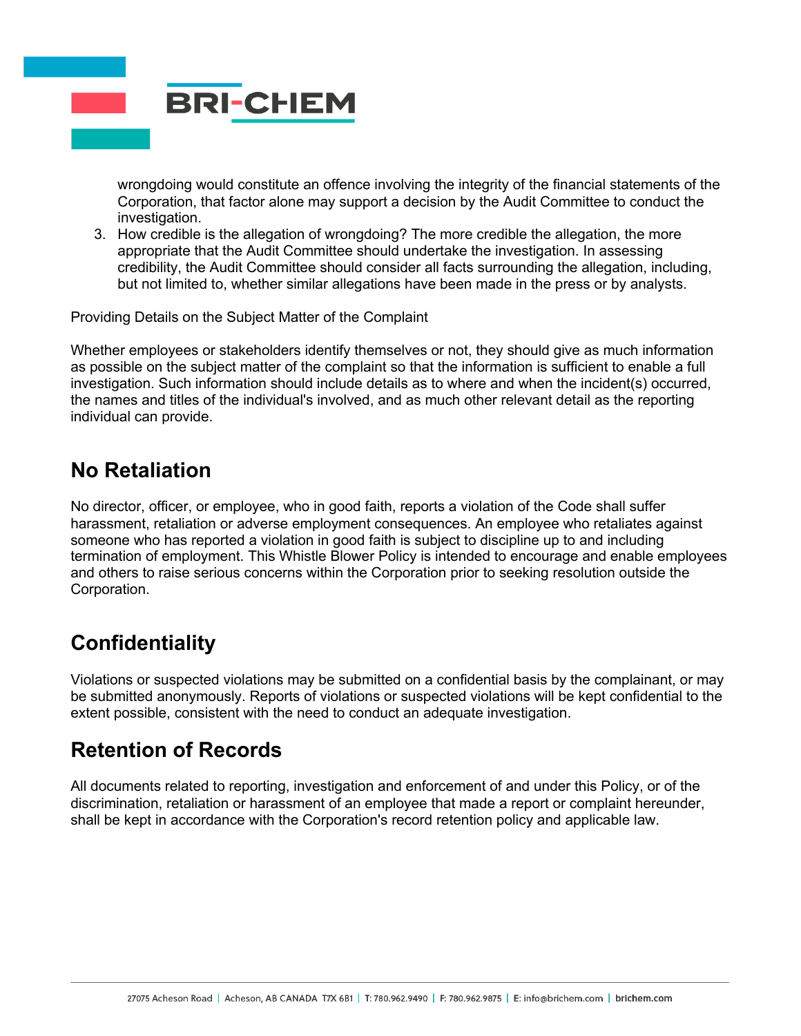wrongdoing would constitute an offence involving the integrity of the financial statements of the Corporation, that factor alone may support a decision by the Audit Committee to conduct the investigation.

3. How credible is the allegation of wrongdoing? The more credible the allegation, the more appropriate that the Audit Committee should undertake the investigation. In assessing credibility, the Audit Committee should consider all facts surrounding the allegation, including, but not limited to, whether similar allegations have been made in the press or by analysts.

Providing Details on the Subject Matter of the Complaint

Whether employees or stakeholders identify themselves or not, they should give as much information as possible on the subject matter of the complaint so that the information is sufficient to enable a full investigation. Such information should include details as to where and when the incident(s) occurred, the names and titles of the individual's involved, and as much other relevant detail as the reporting individual can provide.

## No Retaliation

No director, officer, or employee, who in good faith, reports a violation of the Code shall suffer harassment, retaliation or adverse employment consequences. An employee who retaliates against someone who has reported a violation in good faith is subject to discipline up to and including termination of employment. This Whistle Blower Policy is intended to encourage and enable employees and others to raise serious concerns within the Corporation prior to seeking resolution outside the Corporation.

## Confidentiality

Violations or suspected violations may be submitted on a confidential basis by the complainant, or may be submitted anonymously. Reports of violations or suspected violations will be kept confidential to the extent possible, consistent with the need to conduct an adequate investigation.

## Retention of Records

All documents related to reporting, investigation and enforcement of and under this Policy, or of the discrimination, retaliation or harassment of an employee that made a report or complaint hereunder, shall be kept in accordance with the Corporation's record retention policy and applicable law.